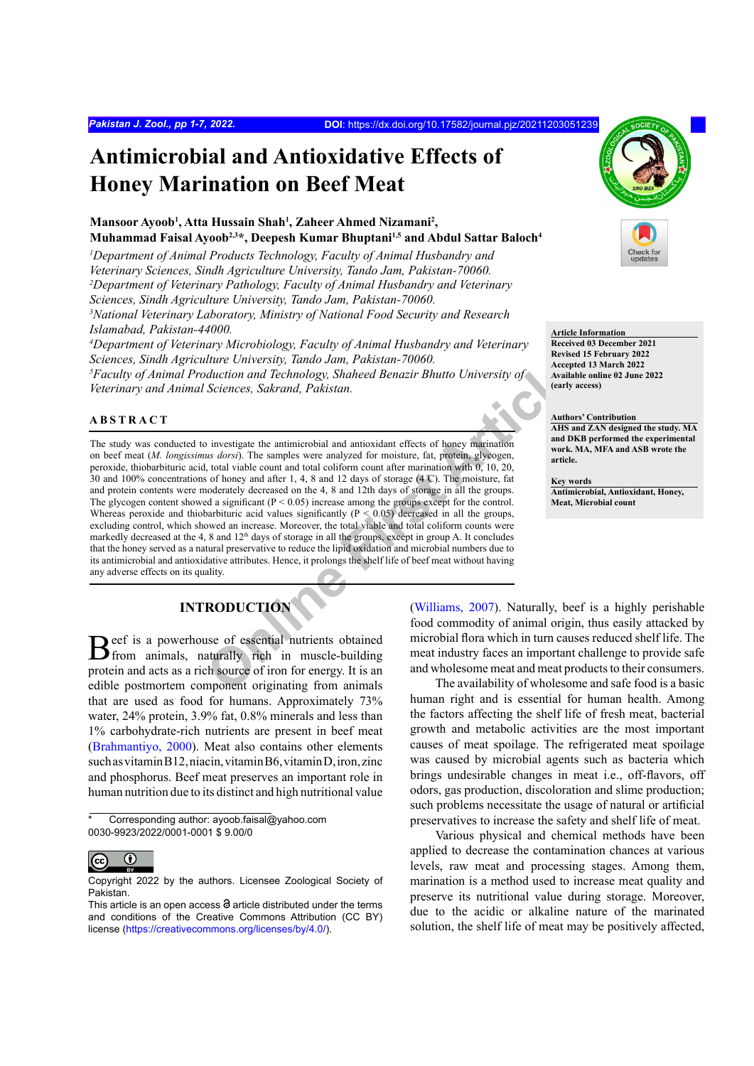# Antimicrobial and Antioxidative Effects of Honey Marination on Beef Meat

**Mansoor Ayoob[1], Atta Hussain Shah[1], Zaheer Ahmed Nizamani[2], Muhammad Faisal Ayoob[2,3]*, Deepesh Kumar Bhuptani[1,5] and Abdul Sattar Baloch[4]**

[1]*Department of Animal Products Technology, Faculty of Animal Husbandry and Veterinary Sciences, Sindh Agriculture University, Tando Jam, Pakistan-70060.*
[2]*Department of Veterinary Pathology, Faculty of Animal Husbandry and Veterinary Sciences, Sindh Agriculture University, Tando Jam, Pakistan-70060.*
[3]*National Veterinary Laboratory, Ministry of National Food Security and Research Islamabad, Pakistan-44000.*
[4]*Department of Veterinary Microbiology, Faculty of Animal Husbandry and Veterinary Sciences, Sindh Agriculture University, Tando Jam, Pakistan-70060.*
[5]*Faculty of Animal Production and Technology, Shaheed Benazir Bhutto University of Veterinary and Animal Sciences, Sakrand, Pakistan.*

**Article Information**
Received 03 December 2021
Revised 15 February 2022
Accepted 13 March 2022
Available online 02 June 2022 (early access)

**Authors' Contribution**
AHS and ZAN designed the study. MA and DKB performed the experimental work. MA, MFA and ASB wrote the article.

**Key words**
Antimicrobial, Antioxidant, Honey, Meat, Microbial count

## ABSTRACT

The study was conducted to investigate the antimicrobial and antioxidant effects of honey marination on beef meat (*M. longissimus dorsi*). The samples were analyzed for moisture, fat, protein, glycogen, peroxide, thiobarbituric acid, total viable count and total coliform count after marination with 0, 10, 20, 30 and 100% concentrations of honey and after 1, 4, 8 and 12 days of storage (4 °C). The moisture, fat and protein contents were moderately decreased on the 4, 8 and 12th days of storage in all the groups. The glycogen content showed a significant ($P < 0.05$) increase among the groups except for the control. Whereas peroxide and thiobarbituric acid values significantly ($P < 0.05$) decreased in all the groups, excluding control, which showed an increase. Moreover, the total viable and total coliform counts were markedly decreased at the 4, 8 and 12th days of storage in all the groups, except in group A. It concludes that the honey served as a natural preservative to reduce the lipid oxidation and microbial numbers due to its antimicrobial and antioxidative attributes. Hence, it prolongs the shelf life of beef meat without having any adverse effects on its quality.

## INTRODUCTION

Beef is a powerhouse of essential nutrients obtained from animals, naturally rich in muscle-building protein and acts as a rich source of iron for energy. It is an edible postmortem component originating from animals that are used as food for humans. Approximately 73% water, 24% protein, 3.9% fat, 0.8% minerals and less than 1% carbohydrate-rich nutrients are present in beef meat (Brahmantiyo, 2000). Meat also contains other elements such as vitamin B12, niacin, vitamin B6, vitamin D, iron, zinc and phosphorus. Beef meat preserves an important role in human nutrition due to its distinct and high nutritional value (Williams, 2007). Naturally, beef is a highly perishable food commodity of animal origin, thus easily attacked by microbial flora which in turn causes reduced shelf life. The meat industry faces an important challenge to provide safe and wholesome meat and meat products to their consumers.

The availability of wholesome and safe food is a basic human right and is essential for human health. Among the factors affecting the shelf life of fresh meat, bacterial growth and metabolic activities are the most important causes of meat spoilage. The refrigerated meat spoilage was caused by microbial agents such as bacteria which brings undesirable changes in meat i.e., off-flavors, off odors, gas production, discoloration and slime production; such problems necessitate the usage of natural or artificial preservatives to increase the safety and shelf life of meat.

Various physical and chemical methods have been applied to decrease the contamination chances at various levels, raw meat and processing stages. Among them, marination is a method used to increase meat quality and preserve its nutritional value during storage. Moreover, due to the acidic or alkaline nature of the marinated solution, the shelf life of meat may be positively affected,

\* Corresponding author: ayoob.faisal@yahoo.com
0030-9923/2022/0001-0001 $ 9.00/0

Copyright 2022 by the authors. Licensee Zoological Society of Pakistan.
This article is an open access article distributed under the terms and conditions of the Creative Commons Attribution (CC BY) license (https://creativecommons.org/licenses/by/4.0/).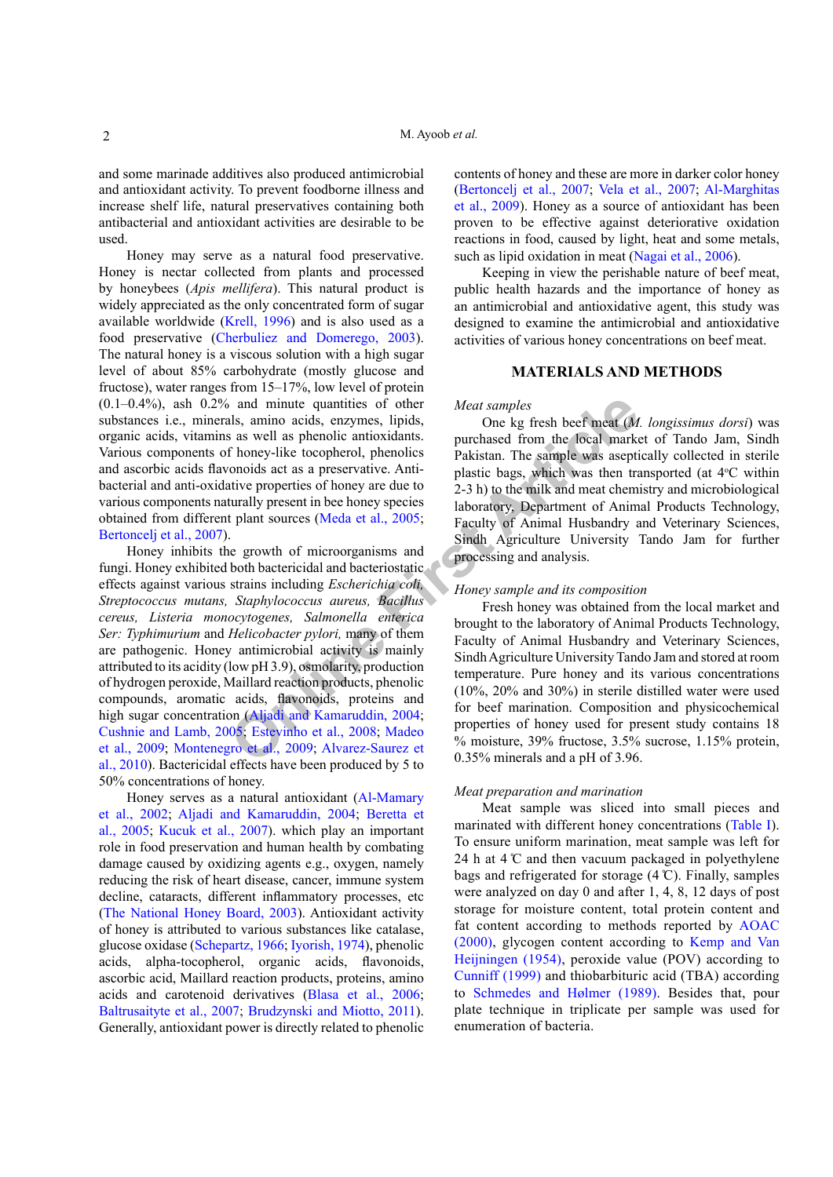and some marinade additives also produced antimicrobial and antioxidant activity. To prevent foodborne illness and increase shelf life, natural preservatives containing both antibacterial and antioxidant activities are desirable to be used.

Honey may serve as a natural food preservative. Honey is nectar collected from plants and processed by honeybees (*Apis mellifera*). This natural product is widely appreciated as the only concentrated form of sugar available worldwide (Krell, 1996) and is also used as a food preservative (Cherbuliez and Domerego, 2003). The natural honey is a viscous solution with a high sugar level of about 85% carbohydrate (mostly glucose and fructose), water ranges from 15–17%, low level of protein (0.1–0.4%), ash 0.2% and minute quantities of other substances i.e., minerals, amino acids, enzymes, lipids, organic acids, vitamins as well as phenolic antioxidants. Various components of honey-like tocopherol, phenolics and ascorbic acids flavonoids act as a preservative. Anti-bacterial and anti-oxidative properties of honey are due to various components naturally present in bee honey species obtained from different plant sources (Meda et al., 2005; Bertoncelj et al., 2007).

Honey inhibits the growth of microorganisms and fungi. Honey exhibited both bactericidal and bacteriostatic effects against various strains including *Escherichia coli, Streptococcus mutans, Staphylococcus aureus, Bacillus cereus, Listeria monocytogenes, Salmonella enterica Ser: Typhimurium* and *Helicobacter pylori,* many of them are pathogenic. Honey antimicrobial activity is mainly attributed to its acidity (low pH 3.9), osmolarity, production of hydrogen peroxide, Maillard reaction products, phenolic compounds, aromatic acids, flavonoids, proteins and high sugar concentration (Aljadi and Kamaruddin, 2004; Cushnie and Lamb, 2005; Estevinho et al., 2008; Madeo et al., 2009; Montenegro et al., 2009; Alvarez-Saurez et al., 2010). Bactericidal effects have been produced by 5 to 50% concentrations of honey.

Honey serves as a natural antioxidant (Al-Mamary et al., 2002; Aljadi and Kamaruddin, 2004; Beretta et al., 2005; Kucuk et al., 2007). which play an important role in food preservation and human health by combating damage caused by oxidizing agents e.g., oxygen, namely reducing the risk of heart disease, cancer, immune system decline, cataracts, different inflammatory processes, etc (The National Honey Board, 2003). Antioxidant activity of honey is attributed to various substances like catalase, glucose oxidase (Schepartz, 1966; Iyorish, 1974), phenolic acids, alpha-tocopherol, organic acids, flavonoids, ascorbic acid, Maillard reaction products, proteins, amino acids and carotenoid derivatives (Blasa et al., 2006; Baltrusaityte et al., 2007; Brudzynski and Miotto, 2011). Generally, antioxidant power is directly related to phenolic contents of honey and these are more in darker color honey (Bertoncelj et al., 2007; Vela et al., 2007; Al-Marghitas et al., 2009). Honey as a source of antioxidant has been proven to be effective against deteriorative oxidation reactions in food, caused by light, heat and some metals, such as lipid oxidation in meat (Nagai et al., 2006).

Keeping in view the perishable nature of beef meat, public health hazards and the importance of honey as an antimicrobial and antioxidative agent, this study was designed to examine the antimicrobial and antioxidative activities of various honey concentrations on beef meat.

## MATERIALS AND METHODS

*Meat samples*

One kg fresh beef meat (*M. longissimus dorsi*) was purchased from the local market of Tando Jam, Sindh Pakistan. The sample was aseptically collected in sterile plastic bags, which was then transported (at 4°C within 2-3 h) to the milk and meat chemistry and microbiological laboratory, Department of Animal Products Technology, Faculty of Animal Husbandry and Veterinary Sciences, Sindh Agriculture University Tando Jam for further processing and analysis.

*Honey sample and its composition*

Fresh honey was obtained from the local market and brought to the laboratory of Animal Products Technology, Faculty of Animal Husbandry and Veterinary Sciences, Sindh Agriculture University Tando Jam and stored at room temperature. Pure honey and its various concentrations (10%, 20% and 30%) in sterile distilled water were used for beef marination. Composition and physicochemical properties of honey used for present study contains 18 % moisture, 39% fructose, 3.5% sucrose, 1.15% protein, 0.35% minerals and a pH of 3.96.

*Meat preparation and marination*

Meat sample was sliced into small pieces and marinated with different honey concentrations (Table I). To ensure uniform marination, meat sample was left for 24 h at 4 ℃ and then vacuum packaged in polyethylene bags and refrigerated for storage (4 ℃). Finally, samples were analyzed on day 0 and after 1, 4, 8, 12 days of post storage for moisture content, total protein content and fat content according to methods reported by AOAC (2000), glycogen content according to Kemp and Van Heijningen (1954), peroxide value (POV) according to Cunniff (1999) and thiobarbituric acid (TBA) according to Schmedes and Hølmer (1989). Besides that, pour plate technique in triplicate per sample was used for enumeration of bacteria.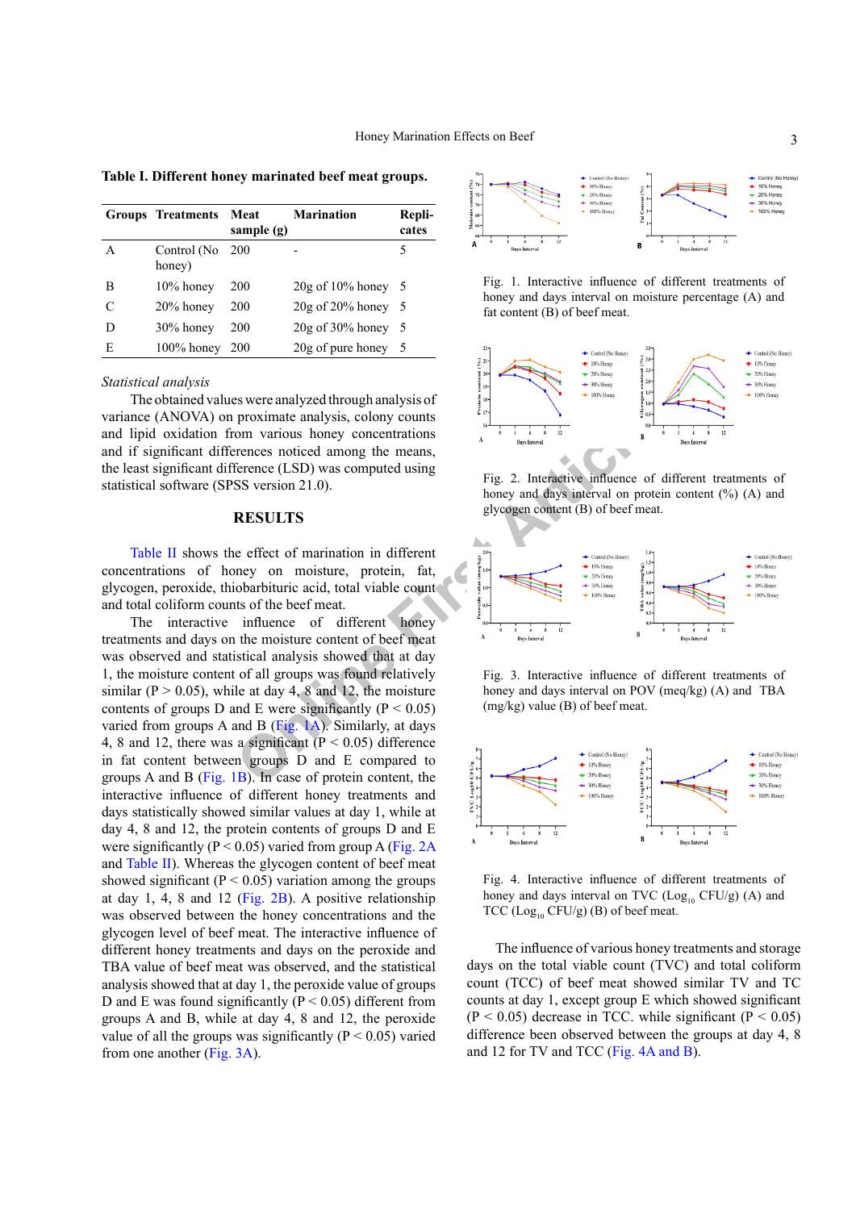**Table I. Different honey marinated beef meat groups.**

| Groups | Treatments | Meat sample (g) | Marination | Replicates |
|---|---|---|---|---|
| A | Control (No honey) | 200 | - | 5 |
| B | 10% honey | 200 | 20g of 10% honey | 5 |
| C | 20% honey | 200 | 20g of 20% honey | 5 |
| D | 30% honey | 200 | 20g of 30% honey | 5 |
| E | 100% honey | 200 | 20g of pure honey | 5 |

*Statistical analysis*

The obtained values were analyzed through analysis of variance (ANOVA) on proximate analysis, colony counts and lipid oxidation from various honey concentrations and if significant differences noticed among the means, the least significant difference (LSD) was computed using statistical software (SPSS version 21.0).

## RESULTS

Table II shows the effect of marination in different concentrations of honey on moisture, protein, fat, glycogen, peroxide, thiobarbituric acid, total viable count and total coliform counts of the beef meat.

The interactive influence of different honey treatments and days on the moisture content of beef meat was observed and statistical analysis showed that at day 1, the moisture content of all groups was found relatively similar ($P > 0.05$), while at day 4, 8 and 12, the moisture contents of groups D and E were significantly ($P < 0.05$) varied from groups A and B (Fig. 1A). Similarly, at days 4, 8 and 12, there was a significant ($P < 0.05$) difference in fat content between groups D and E compared to groups A and B (Fig. 1B). In case of protein content, the interactive influence of different honey treatments and days statistically showed similar values at day 1, while at day 4, 8 and 12, the protein contents of groups D and E were significantly ($P < 0.05$) varied from group A (Fig. 2A and Table II). Whereas the glycogen content of beef meat showed significant ($P < 0.05$) variation among the groups at day 1, 4, 8 and 12 (Fig. 2B). A positive relationship was observed between the honey concentrations and the glycogen level of beef meat. The interactive influence of different honey treatments and days on the peroxide and TBA value of beef meat was observed, and the statistical analysis showed that at day 1, the peroxide value of groups D and E was found significantly ($P < 0.05$) different from groups A and B, while at day 4, 8 and 12, the peroxide value of all the groups was significantly ($P < 0.05$) varied from one another (Fig. 3A).

Fig. 1. Interactive influence of different treatments of honey and days interval on moisture percentage (A) and fat content (B) of beef meat.

Fig. 2. Interactive influence of different treatments of honey and days interval on protein content (%) (A) and glycogen content (B) of beef meat.

Fig. 3. Interactive influence of different treatments of honey and days interval on POV (meq/kg) (A) and TBA (mg/kg) value (B) of beef meat.

Fig. 4. Interactive influence of different treatments of honey and days interval on TVC ($Log_{10}$ CFU/g) (A) and TCC ($Log_{10}$ CFU/g) (B) of beef meat.

The influence of various honey treatments and storage days on the total viable count (TVC) and total coliform count (TCC) of beef meat showed similar TV and TC counts at day 1, except group E which showed significant ($P < 0.05$) decrease in TCC. while significant ($P < 0.05$) difference been observed between the groups at day 4, 8 and 12 for TV and TCC (Fig. 4A and B).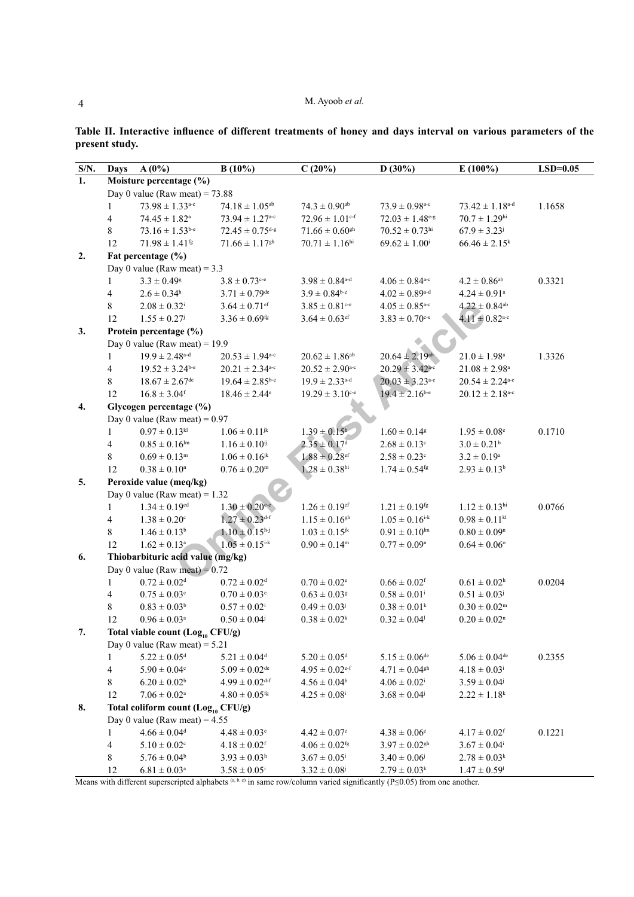**Table II. Interactive influence of different treatments of honey and days interval on various parameters of the present study.**

| S/N. | Days | A (0%) | B (10%) | C (20%) | D (30%) | E (100%) | LSD=0.05 |
|---|---|---|---|---|---|---|---|
| **1.** | **Moisture percentage (%)** | | | | | | |
| | Day 0 value (Raw meat) = 73.88 | | | | | | |
| | 1 | 73.98 ± 1.33$^{a-c}$ | 74.18 ± 1.05$^{ab}$ | 74.3 ± 0.90$^{ab}$ | 73.9 ± 0.98$^{a-c}$ | 73.42 ± 1.18$^{a-d}$ | 1.1658 |
| | 4 | 74.45 ± 1.82$^{a}$ | 73.94 ± 1.27$^{a-c}$ | 72.96 ± 1.01$^{c-f}$ | 72.03 ± 1.48$^{e-g}$ | 70.7 ± 1.29$^{hi}$ | |
| | 8 | 73.16 ± 1.53$^{b-e}$ | 72.45 ± 0.75$^{d-g}$ | 71.66 ± 0.60$^{gh}$ | 70.52 ± 0.73$^{hi}$ | 67.9 ± 3.23$^{j}$ | |
| | 12 | 71.98 ± 1.41$^{fg}$ | 71.66 ± 1.17$^{gh}$ | 70.71 ± 1.16$^{hi}$ | 69.62 ± 1.00$^{i}$ | 66.46 ± 2.15$^{k}$ | |
| **2.** | **Fat percentage (%)** | | | | | | |
| | Day 0 value (Raw meat) = 3.3 | | | | | | |
| | 1 | 3.3 ± 0.49$^{g}$ | 3.8 ± 0.73$^{c-e}$ | 3.98 ± 0.84$^{a-d}$ | 4.06 ± 0.84$^{a-c}$ | 4.2 ± 0.86$^{ab}$ | 0.3321 |
| | 4 | 2.6 ± 0.34$^{h}$ | 3.71 ± 0.79$^{de}$ | 3.9 ± 0.84$^{b-e}$ | 4.02 ± 0.89$^{a-d}$ | 4.24 ± 0.91$^{a}$ | |
| | 8 | 2.08 ± 0.32$^{i}$ | 3.64 ± 0.71$^{ef}$ | 3.85 ± 0.81$^{c-e}$ | 4.05 ± 0.85$^{a-c}$ | 4.22 ± 0.84$^{ab}$ | |
| | 12 | 1.55 ± 0.27$^{j}$ | 3.36 ± 0.69$^{fg}$ | 3.64 ± 0.63$^{ef}$ | 3.83 ± 0.70$^{c-e}$ | 4.11 ± 0.82$^{a-c}$ | |
| **3.** | **Protein percentage (%)** | | | | | | |
| | Day 0 value (Raw meat) = 19.9 | | | | | | |
| | 1 | 19.9 ± 2.48$^{a-d}$ | 20.53 ± 1.94$^{a-c}$ | 20.62 ± 1.86$^{ab}$ | 20.64 ± 2.19$^{ab}$ | 21.0 ± 1.98$^{a}$ | 1.3326 |
| | 4 | 19.52 ± 3.24$^{b-e}$ | 20.21 ± 2.34$^{a-c}$ | 20.52 ± 2.90$^{a-c}$ | 20.29 ± 3.42$^{a-c}$ | 21.08 ± 2.98$^{a}$ | |
| | 8 | 18.67 ± 2.67$^{de}$ | 19.64 ± 2.85$^{b-e}$ | 19.9 ± 2.33$^{a-d}$ | 20.03 ± 3.23$^{a-c}$ | 20.54 ± 2.24$^{a-c}$ | |
| | 12 | 16.8 ± 3.04$^{f}$ | 18.46 ± 2.44$^{e}$ | 19.29 ± 3.10$^{c-e}$ | 19.4 ± 2.16$^{b-e}$ | 20.12 ± 2.18$^{a-c}$ | |
| **4.** | **Glycogen percentage (%)** | | | | | | |
| | Day 0 value (Raw meat) = 0.97 | | | | | | |
| | 1 | 0.97 ± 0.13$^{kl}$ | 1.06 ± 0.11$^{jk}$ | 1.39 ± 0.15$^{h}$ | 1.60 ± 0.14$^{g}$ | 1.95 ± 0.08$^{e}$ | 0.1710 |
| | 4 | 0.85 ± 0.16$^{lm}$ | 1.16 ± 0.10$^{ij}$ | 2.35 ± 0.17$^{d}$ | 2.68 ± 0.13$^{c}$ | 3.0 ± 0.21$^{b}$ | |
| | 8 | 0.69 ± 0.13$^{m}$ | 1.06 ± 0.16$^{jk}$ | 1.88 ± 0.28$^{ef}$ | 2.58 ± 0.23$^{c}$ | 3.2 ± 0.19$^{a}$ | |
| | 12 | 0.38 ± 0.10$^{n}$ | 0.76 ± 0.20$^{m}$ | 1.28 ± 0.38$^{hi}$ | 1.74 ± 0.54$^{fg}$ | 2.93 ± 0.13$^{b}$ | |
| **5.** | **Peroxide value (meq/kg)** | | | | | | |
| | Day 0 value (Raw meat) = 1.32 | | | | | | |
| | 1 | 1.34 ± 0.19$^{cd}$ | 1.30 ± 0.20$^{c-e}$ | 1.26 ± 0.19$^{ef}$ | 1.21 ± 0.19$^{fg}$ | 1.12 ± 0.13$^{hi}$ | 0.0766 |
| | 4 | 1.38 ± 0.20$^{c}$ | 1.27 ± 0.23$^{d-f}$ | 1.15 ± 0.16$^{gh}$ | 1.05 ± 0.16$^{i-k}$ | 0.98 ± 0.11$^{kl}$ | |
| | 8 | 1.46 ± 0.13$^{b}$ | 1.10 ± 0.15$^{h-j}$ | 1.03 ± 0.15$^{jk}$ | 0.91 ± 0.10$^{lm}$ | 0.80 ± 0.09$^{n}$ | |
| | 12 | 1.62 ± 0.13$^{a}$ | 1.05 ± 0.15$^{i-k}$ | 0.90 ± 0.14$^{m}$ | 0.77 ± 0.09$^{n}$ | 0.64 ± 0.06$^{o}$ | |
| **6.** | **Thiobarbituric acid value (mg/kg)** | | | | | | |
| | Day 0 value (Raw meat) = 0.72 | | | | | | |
| | 1 | 0.72 ± 0.02$^{d}$ | 0.72 ± 0.02$^{d}$ | 0.70 ± 0.02$^{e}$ | 0.66 ± 0.02$^{f}$ | 0.61 ± 0.02$^{h}$ | 0.0204 |
| | 4 | 0.75 ± 0.03$^{c}$ | 0.70 ± 0.03$^{e}$ | 0.63 ± 0.03$^{g}$ | 0.58 ± 0.01$^{i}$ | 0.51 ± 0.03$^{j}$ | |
| | 8 | 0.83 ± 0.03$^{b}$ | 0.57 ± 0.02$^{i}$ | 0.49 ± 0.03$^{j}$ | 0.38 ± 0.01$^{k}$ | 0.30 ± 0.02$^{m}$ | |
| | 12 | 0.96 ± 0.03$^{a}$ | 0.50 ± 0.04$^{j}$ | 0.38 ± 0.02$^{k}$ | 0.32 ± 0.04$^{l}$ | 0.20 ± 0.02$^{n}$ | |
| **7.** | **Total viable count ($Log_{10}$ CFU/g)** | | | | | | |
| | Day 0 value (Raw meat) = 5.21 | | | | | | |
| | 1 | 5.22 ± 0.05$^{d}$ | 5.21 ± 0.04$^{d}$ | 5.20 ± 0.05$^{d}$ | 5.15 ± 0.06$^{de}$ | 5.06 ± 0.04$^{de}$ | 0.2355 |
| | 4 | 5.90 ± 0.04$^{c}$ | 5.09 ± 0.02$^{de}$ | 4.95 ± 0.02$^{e-f}$ | 4.71 ± 0.04$^{gh}$ | 4.18 ± 0.03$^{i}$ | |
| | 8 | 6.20 ± 0.02$^{b}$ | 4.99 ± 0.02$^{d-f}$ | 4.56 ± 0.04$^{h}$ | 4.06 ± 0.02$^{i}$ | 3.59 ± 0.04$^{j}$ | |
| | 12 | 7.06 ± 0.02$^{a}$ | 4.80 ± 0.05$^{fg}$ | 4.25 ± 0.08$^{i}$ | 3.68 ± 0.04$^{j}$ | 2.22 ± 1.18$^{k}$ | |
| **8.** | **Total coliform count ($Log_{10}$ CFU/g)** | | | | | | |
| | Day 0 value (Raw meat) = 4.55 | | | | | | |
| | 1 | 4.66 ± 0.04$^{d}$ | 4.48 ± 0.03$^{e}$ | 4.42 ± 0.07$^{e}$ | 4.38 ± 0.06$^{e}$ | 4.17 ± 0.02$^{f}$ | 0.1221 |
| | 4 | 5.10 ± 0.02$^{c}$ | 4.18 ± 0.02$^{f}$ | 4.06 ± 0.02$^{fg}$ | 3.97 ± 0.02$^{gh}$ | 3.67 ± 0.04$^{i}$ | |
| | 8 | 5.76 ± 0.04$^{b}$ | 3.93 ± 0.03$^{h}$ | 3.67 ± 0.05$^{i}$ | 3.40 ± 0.06$^{j}$ | 2.78 ± 0.03$^{k}$ | |
| | 12 | 6.81 ± 0.03$^{a}$ | 3.58 ± 0.05$^{i}$ | 3.32 ± 0.08$^{j}$ | 2.79 ± 0.03$^{k}$ | 1.47 ± 0.59$^{l}$ | |

Means with different superscripted alphabets (a, b, c) in same row/column varied significantly ($P \leq 0.05$) from one another.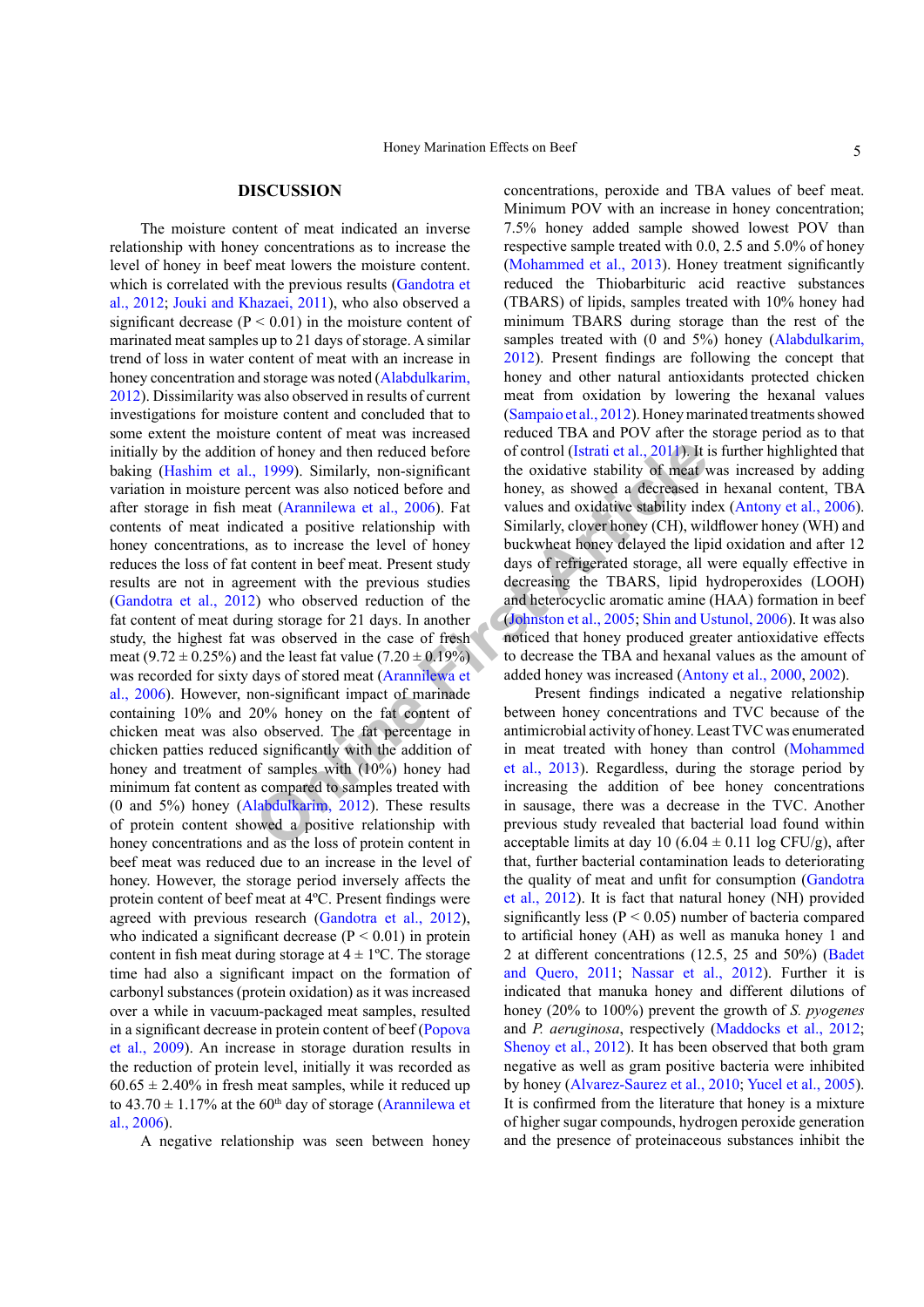## DISCUSSION

The moisture content of meat indicated an inverse relationship with honey concentrations as to increase the level of honey in beef meat lowers the moisture content. which is correlated with the previous results (Gandotra et al., 2012; Jouki and Khazaei, 2011), who also observed a significant decrease ($P < 0.01$) in the moisture content of marinated meat samples up to 21 days of storage. A similar trend of loss in water content of meat with an increase in honey concentration and storage was noted (Alabdulkarim, 2012). Dissimilarity was also observed in results of current investigations for moisture content and concluded that to some extent the moisture content of meat was increased initially by the addition of honey and then reduced before baking (Hashim et al., 1999). Similarly, non-significant variation in moisture percent was also noticed before and after storage in fish meat (Arannilewa et al., 2006). Fat contents of meat indicated a positive relationship with honey concentrations, as to increase the level of honey reduces the loss of fat content in beef meat. Present study results are not in agreement with the previous studies (Gandotra et al., 2012) who observed reduction of the fat content of meat during storage for 21 days. In another study, the highest fat was observed in the case of fresh meat (9.72 ± 0.25%) and the least fat value (7.20 ± 0.19%) was recorded for sixty days of stored meat (Arannilewa et al., 2006). However, non-significant impact of marinade containing 10% and 20% honey on the fat content of chicken meat was also observed. The fat percentage in chicken patties reduced significantly with the addition of honey and treatment of samples with (10%) honey had minimum fat content as compared to samples treated with (0 and 5%) honey (Alabdulkarim, 2012). These results of protein content showed a positive relationship with honey concentrations and as the loss of protein content in beef meat was reduced due to an increase in the level of honey. However, the storage period inversely affects the protein content of beef meat at 4ºC. Present findings were agreed with previous research (Gandotra et al., 2012), who indicated a significant decrease ($P < 0.01$) in protein content in fish meat during storage at 4 ± 1ºC. The storage time had also a significant impact on the formation of carbonyl substances (protein oxidation) as it was increased over a while in vacuum-packaged meat samples, resulted in a significant decrease in protein content of beef (Popova et al., 2009). An increase in storage duration results in the reduction of protein level, initially it was recorded as 60.65 ± 2.40% in fresh meat samples, while it reduced up to 43.70 ± 1.17% at the 60th day of storage (Arannilewa et al., 2006).

A negative relationship was seen between honey concentrations, peroxide and TBA values of beef meat. Minimum POV with an increase in honey concentration; 7.5% honey added sample showed lowest POV than respective sample treated with 0.0, 2.5 and 5.0% of honey (Mohammed et al., 2013). Honey treatment significantly reduced the Thiobarbituric acid reactive substances (TBARS) of lipids, samples treated with 10% honey had minimum TBARS during storage than the rest of the samples treated with (0 and 5%) honey (Alabdulkarim, 2012). Present findings are following the concept that honey and other natural antioxidants protected chicken meat from oxidation by lowering the hexanal values (Sampaio et al., 2012). Honey marinated treatments showed reduced TBA and POV after the storage period as to that of control (Istrati et al., 2011). It is further highlighted that the oxidative stability of meat was increased by adding honey, as showed a decreased in hexanal content, TBA values and oxidative stability index (Antony et al., 2006). Similarly, clover honey (CH), wildflower honey (WH) and buckwheat honey delayed the lipid oxidation and after 12 days of refrigerated storage, all were equally effective in decreasing the TBARS, lipid hydroperoxides (LOOH) and heterocyclic aromatic amine (HAA) formation in beef (Johnston et al., 2005; Shin and Ustunol, 2006). It was also noticed that honey produced greater antioxidative effects to decrease the TBA and hexanal values as the amount of added honey was increased (Antony et al., 2000, 2002).

Present findings indicated a negative relationship between honey concentrations and TVC because of the antimicrobial activity of honey. Least TVC was enumerated in meat treated with honey than control (Mohammed et al., 2013). Regardless, during the storage period by increasing the addition of bee honey concentrations in sausage, there was a decrease in the TVC. Another previous study revealed that bacterial load found within acceptable limits at day 10 (6.04 ± 0.11 log CFU/g), after that, further bacterial contamination leads to deteriorating the quality of meat and unfit for consumption (Gandotra et al., 2012). It is fact that natural honey (NH) provided significantly less ($P < 0.05$) number of bacteria compared to artificial honey (AH) as well as manuka honey 1 and 2 at different concentrations (12.5, 25 and 50%) (Badet and Quero, 2011; Nassar et al., 2012). Further it is indicated that manuka honey and different dilutions of honey (20% to 100%) prevent the growth of *S. pyogenes* and *P. aeruginosa*, respectively (Maddocks et al., 2012; Shenoy et al., 2012). It has been observed that both gram negative as well as gram positive bacteria were inhibited by honey (Alvarez-Saurez et al., 2010; Yucel et al., 2005). It is confirmed from the literature that honey is a mixture of higher sugar compounds, hydrogen peroxide generation and the presence of proteinaceous substances inhibit the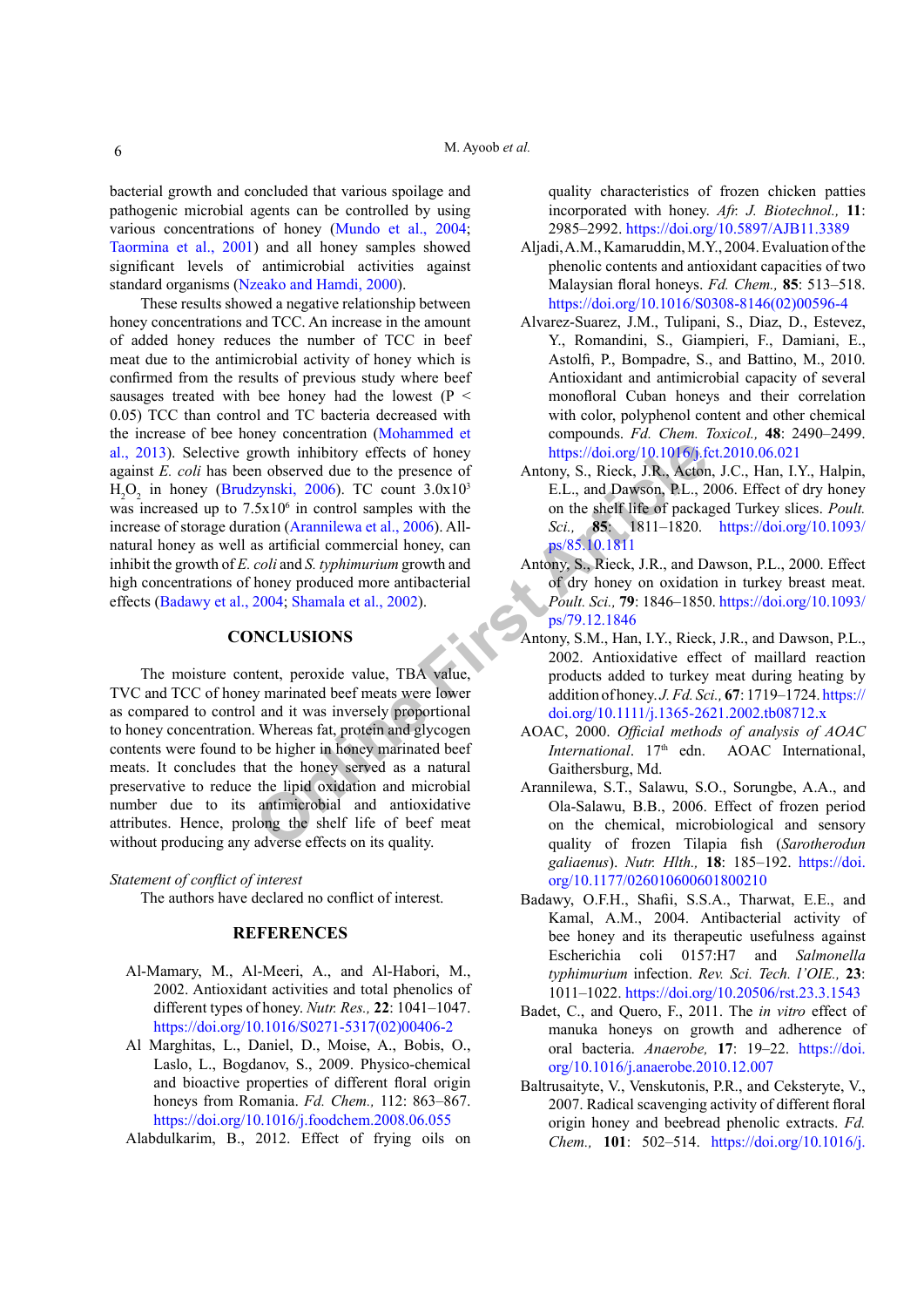bacterial growth and concluded that various spoilage and pathogenic microbial agents can be controlled by using various concentrations of honey (Mundo et al., 2004; Taormina et al., 2001) and all honey samples showed significant levels of antimicrobial activities against standard organisms (Nzeako and Hamdi, 2000).

These results showed a negative relationship between honey concentrations and TCC. An increase in the amount of added honey reduces the number of TCC in beef meat due to the antimicrobial activity of honey which is confirmed from the results of previous study where beef sausages treated with bee honey had the lowest ($P < 0.05$) TCC than control and TC bacteria decreased with the increase of bee honey concentration (Mohammed et al., 2013). Selective growth inhibitory effects of honey against *E. coli* has been observed due to the presence of $H_2O_2$ in honey (Brudzynski, 2006). TC count $3.0x10^3$ was increased up to $7.5x10^6$ in control samples with the increase of storage duration (Arannilewa et al., 2006). All-natural honey as well as artificial commercial honey, can inhibit the growth of *E. coli* and *S. typhimurium* growth and high concentrations of honey produced more antibacterial effects (Badawy et al., 2004; Shamala et al., 2002).

## CONCLUSIONS

The moisture content, peroxide value, TBA value, TVC and TCC of honey marinated beef meats were lower as compared to control and it was inversely proportional to honey concentration. Whereas fat, protein and glycogen contents were found to be higher in honey marinated beef meats. It concludes that the honey served as a natural preservative to reduce the lipid oxidation and microbial number due to its antimicrobial and antioxidative attributes. Hence, prolong the shelf life of beef meat without producing any adverse effects on its quality.

*Statement of conflict of interest*

The authors have declared no conflict of interest.

## REFERENCES

Al-Mamary, M., Al-Meeri, A., and Al-Habori, M., 2002. Antioxidant activities and total phenolics of different types of honey. *Nutr. Res.,* **22**: 1041–1047. https://doi.org/10.1016/S0271-5317(02)00406-2

Al Marghitas, L., Daniel, D., Moise, A., Bobis, O., Laslo, L., Bogdanov, S., 2009. Physico-chemical and bioactive properties of different floral origin honeys from Romania. *Fd. Chem.,* 112: 863–867. https://doi.org/10.1016/j.foodchem.2008.06.055

Alabdulkarim, B., 2012. Effect of frying oils on quality characteristics of frozen chicken patties incorporated with honey. *Afr. J. Biotechnol.,* **11**: 2985–2992. https://doi.org/10.5897/AJB11.3389

Aljadi, A.M., Kamaruddin, M.Y., 2004. Evaluation of the phenolic contents and antioxidant capacities of two Malaysian floral honeys. *Fd. Chem.,* **85**: 513–518. https://doi.org/10.1016/S0308-8146(02)00596-4

Alvarez-Suarez, J.M., Tulipani, S., Diaz, D., Estevez, Y., Romandini, S., Giampieri, F., Damiani, E., Astolfi, P., Bompadre, S., and Battino, M., 2010. Antioxidant and antimicrobial capacity of several monofloral Cuban honeys and their correlation with color, polyphenol content and other chemical compounds. *Fd. Chem. Toxicol.,* **48**: 2490–2499. https://doi.org/10.1016/j.fct.2010.06.021

Antony, S., Rieck, J.R., Acton, J.C., Han, I.Y., Halpin, E.L., and Dawson, P.L., 2006. Effect of dry honey on the shelf life of packaged Turkey slices. *Poult. Sci.,* **85**: 1811–1820. https://doi.org/10.1093/ps/85.10.1811

Antony, S., Rieck, J.R., and Dawson, P.L., 2000. Effect of dry honey on oxidation in turkey breast meat. *Poult. Sci.,* **79**: 1846–1850. https://doi.org/10.1093/ps/79.12.1846

Antony, S.M., Han, I.Y., Rieck, J.R., and Dawson, P.L., 2002. Antioxidative effect of maillard reaction products added to turkey meat during heating by addition of honey. *J. Fd. Sci.,* **67**: 1719–1724. https://doi.org/10.1111/j.1365-2621.2002.tb08712.x

AOAC, 2000. *Official methods of analysis of AOAC International*. 17th edn. AOAC International, Gaithersburg, Md.

Arannilewa, S.T., Salawu, S.O., Sorungbe, A.A., and Ola-Salawu, B.B., 2006. Effect of frozen period on the chemical, microbiological and sensory quality of frozen Tilapia fish (*Sarotherodun galiaenus*). *Nutr. Hlth.,* **18**: 185–192. https://doi.org/10.1177/026010600601800210

Badawy, O.F.H., Shafii, S.S.A., Tharwat, E.E., and Kamal, A.M., 2004. Antibacterial activity of bee honey and its therapeutic usefulness against Escherichia coli 0157:H7 and *Salmonella typhimurium* infection. *Rev. Sci. Tech. l'OIE.,* **23**: 1011–1022. https://doi.org/10.20506/rst.23.3.1543

Badet, C., and Quero, F., 2011. The *in vitro* effect of manuka honeys on growth and adherence of oral bacteria. *Anaerobe,* **17**: 19–22. https://doi.org/10.1016/j.anaerobe.2010.12.007

Baltrusaityte, V., Venskutonis, P.R., and Ceksteryte, V., 2007. Radical scavenging activity of different floral origin honey and beebread phenolic extracts. *Fd. Chem.,* **101**: 502–514. https://doi.org/10.1016/j.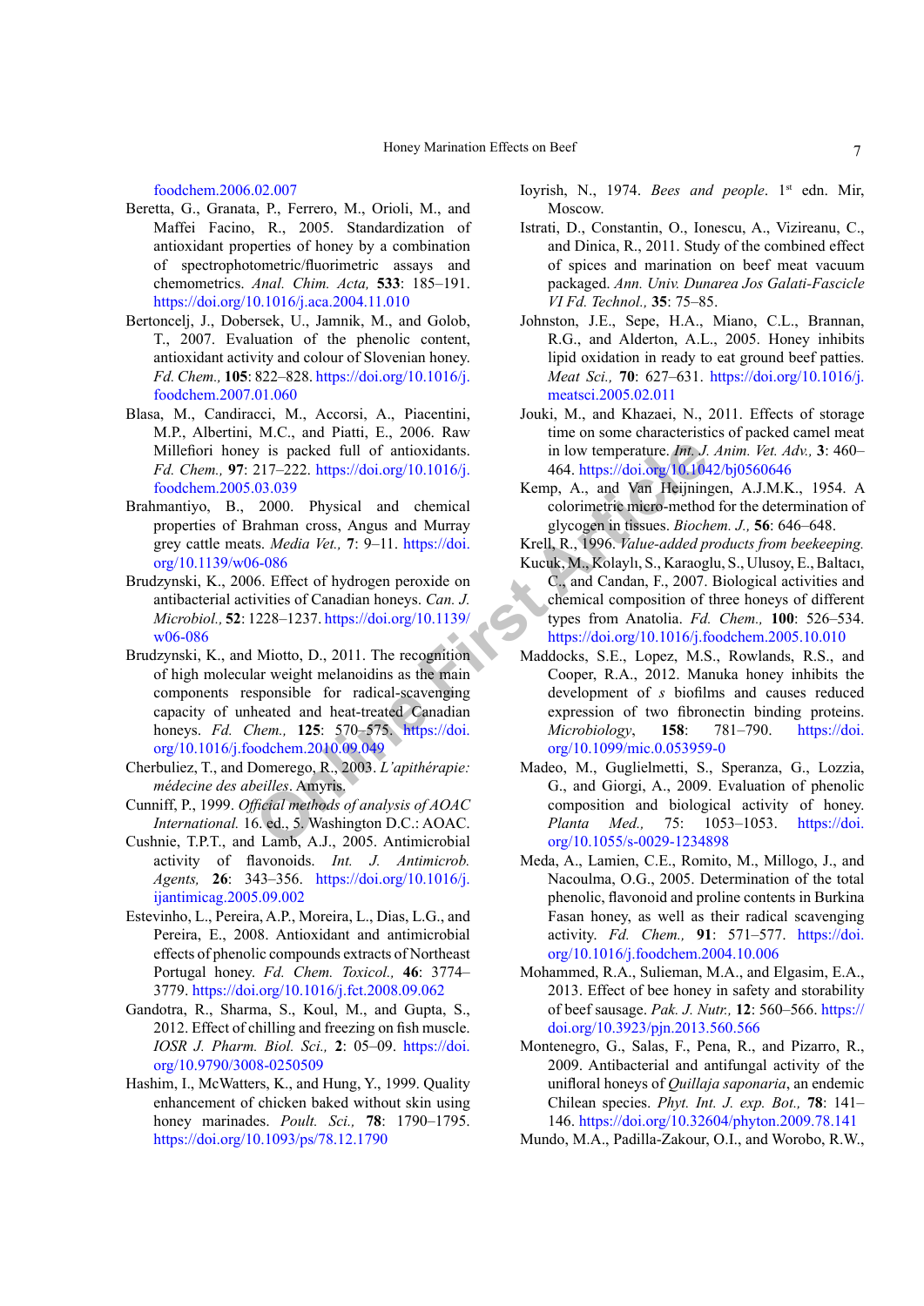foodchem.2006.02.007

Beretta, G., Granata, P., Ferrero, M., Orioli, M., and Maffei Facino, R., 2005. Standardization of antioxidant properties of honey by a combination of spectrophotometric/fluorimetric assays and chemometrics. *Anal. Chim. Acta,* **533**: 185–191. https://doi.org/10.1016/j.aca.2004.11.010

Bertoncelj, J., Dobersek, U., Jamnik, M., and Golob, T., 2007. Evaluation of the phenolic content, antioxidant activity and colour of Slovenian honey. *Fd. Chem.,* **105**: 822–828. https://doi.org/10.1016/j.foodchem.2007.01.060

Blasa, M., Candiracci, M., Accorsi, A., Piacentini, M.P., Albertini, M.C., and Piatti, E., 2006. Raw Millefiori honey is packed full of antioxidants. *Fd. Chem.,* **97**: 217–222. https://doi.org/10.1016/j.foodchem.2005.03.039

Brahmantiyo, B., 2000. Physical and chemical properties of Brahman cross, Angus and Murray grey cattle meats. *Media Vet.,* **7**: 9–11. https://doi.org/10.1139/w06-086

Brudzynski, K., 2006. Effect of hydrogen peroxide on antibacterial activities of Canadian honeys. *Can. J. Microbiol.,* **52**: 1228–1237. https://doi.org/10.1139/w06-086

Brudzynski, K., and Miotto, D., 2011. The recognition of high molecular weight melanoidins as the main components responsible for radical-scavenging capacity of unheated and heat-treated Canadian honeys. *Fd. Chem.,* **125**: 570–575. https://doi.org/10.1016/j.foodchem.2010.09.049

Cherbuliez, T., and Domerego, R., 2003. *L'apithérapie: médecine des abeilles*. Amyris.

Cunniff, P., 1999. *Official methods of analysis of AOAC International.* 16. ed., 5. Washington D.C.: AOAC.

Cushnie, T.P.T., and Lamb, A.J., 2005. Antimicrobial activity of flavonoids. *Int. J. Antimicrob. Agents,* **26**: 343–356. https://doi.org/10.1016/j.ijantimicag.2005.09.002

Estevinho, L., Pereira, A.P., Moreira, L., Dias, L.G., and Pereira, E., 2008. Antioxidant and antimicrobial effects of phenolic compounds extracts of Northeast Portugal honey. *Fd. Chem. Toxicol.,* **46**: 3774–3779. https://doi.org/10.1016/j.fct.2008.09.062

Gandotra, R., Sharma, S., Koul, M., and Gupta, S., 2012. Effect of chilling and freezing on fish muscle. *IOSR J. Pharm. Biol. Sci.,* **2**: 05–09. https://doi.org/10.9790/3008-0250509

Hashim, I., McWatters, K., and Hung, Y., 1999. Quality enhancement of chicken baked without skin using honey marinades. *Poult. Sci.,* **78**: 1790–1795. https://doi.org/10.1093/ps/78.12.1790

Ioyrish, N., 1974. *Bees and people*. 1[st] edn. Mir, Moscow.

Istrati, D., Constantin, O., Ionescu, A., Vizireanu, C., and Dinica, R., 2011. Study of the combined effect of spices and marination on beef meat vacuum packaged. *Ann. Univ. Dunarea Jos Galati-Fascicle VI Fd. Technol.,* **35**: 75–85.

Johnston, J.E., Sepe, H.A., Miano, C.L., Brannan, R.G., and Alderton, A.L., 2005. Honey inhibits lipid oxidation in ready to eat ground beef patties. *Meat Sci.,* **70**: 627–631. https://doi.org/10.1016/j.meatsci.2005.02.011

Jouki, M., and Khazaei, N., 2011. Effects of storage time on some characteristics of packed camel meat in low temperature. *Int. J. Anim. Vet. Adv.,* **3**: 460–464. https://doi.org/10.1042/bj0560646

Kemp, A., and Van Heijningen, A.J.M.K., 1954. A colorimetric micro-method for the determination of glycogen in tissues. *Biochem. J.,* **56**: 646–648.

Krell, R., 1996. *Value-added products from beekeeping.*

Kucuk, M., Kolaylı, S., Karaoglu, S., Ulusoy, E., Baltacı, C., and Candan, F., 2007. Biological activities and chemical composition of three honeys of different types from Anatolia. *Fd. Chem.,* **100**: 526–534. https://doi.org/10.1016/j.foodchem.2005.10.010

Maddocks, S.E., Lopez, M.S., Rowlands, R.S., and Cooper, R.A., 2012. Manuka honey inhibits the development of *s* biofilms and causes reduced expression of two fibronectin binding proteins. *Microbiology*, **158**: 781–790. https://doi.org/10.1099/mic.0.053959-0

Madeo, M., Guglielmetti, S., Speranza, G., Lozzia, G., and Giorgi, A., 2009. Evaluation of phenolic composition and biological activity of honey. *Planta Med.,* 75: 1053–1053. https://doi.org/10.1055/s-0029-1234898

Meda, A., Lamien, C.E., Romito, M., Millogo, J., and Nacoulma, O.G., 2005. Determination of the total phenolic, flavonoid and proline contents in Burkina Fasan honey, as well as their radical scavenging activity. *Fd. Chem.,* **91**: 571–577. https://doi.org/10.1016/j.foodchem.2004.10.006

Mohammed, R.A., Sulieman, M.A., and Elgasim, E.A., 2013. Effect of bee honey in safety and storability of beef sausage. *Pak. J. Nutr.,* **12**: 560–566. https://doi.org/10.3923/pjn.2013.560.566

Montenegro, G., Salas, F., Pena, R., and Pizarro, R., 2009. Antibacterial and antifungal activity of the unifloral honeys of *Quillaja saponaria*, an endemic Chilean species. *Phyt. Int. J. exp. Bot.,* **78**: 141–146. https://doi.org/10.32604/phyton.2009.78.141

Mundo, M.A., Padilla-Zakour, O.I., and Worobo, R.W.,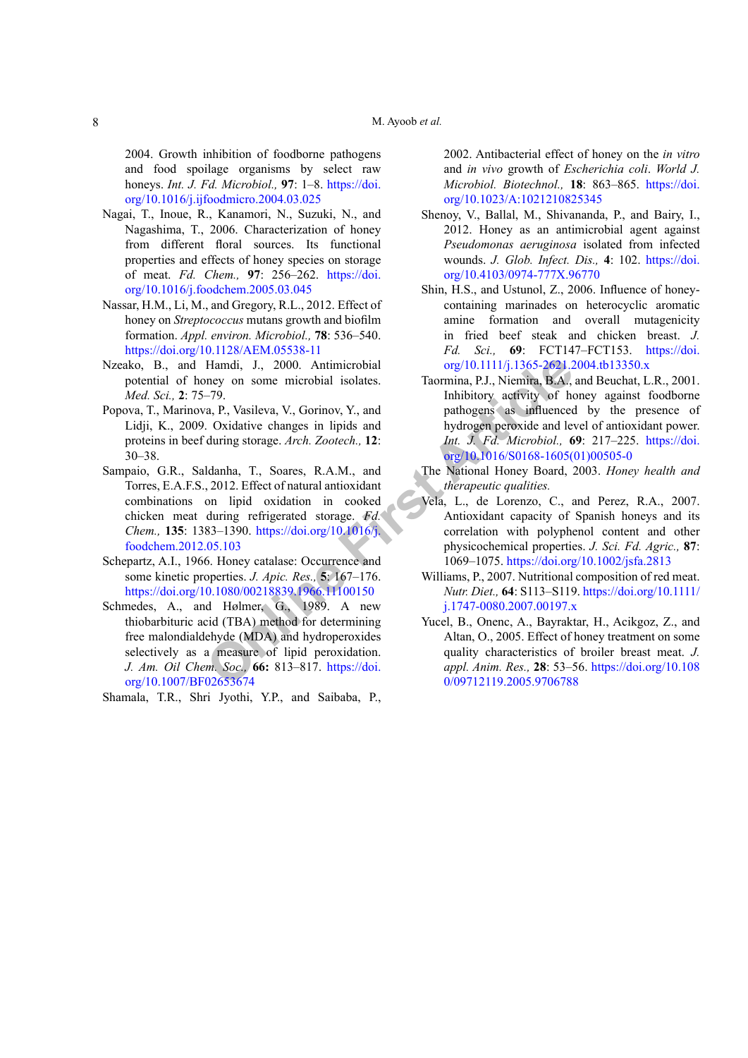2004. Growth inhibition of foodborne pathogens and food spoilage organisms by select raw honeys. *Int. J. Fd. Microbiol.,* **97**: 1–8. https://doi.org/10.1016/j.ijfoodmicro.2004.03.025

Nagai, T., Inoue, R., Kanamori, N., Suzuki, N., and Nagashima, T., 2006. Characterization of honey from different floral sources. Its functional properties and effects of honey species on storage of meat. *Fd. Chem.,* **97**: 256–262. https://doi.org/10.1016/j.foodchem.2005.03.045

Nassar, H.M., Li, M., and Gregory, R.L., 2012. Effect of honey on *Streptococcus* mutans growth and biofilm formation. *Appl. environ. Microbiol.,* **78**: 536–540. https://doi.org/10.1128/AEM.05538-11

Nzeako, B., and Hamdi, J., 2000. Antimicrobial potential of honey on some microbial isolates. *Med. Sci.,* **2**: 75–79.

Popova, T., Marinova, P., Vasileva, V., Gorinov, Y., and Lidji, K., 2009. Oxidative changes in lipids and proteins in beef during storage. *Arch. Zootech.,* **12**: 30–38.

Sampaio, G.R., Saldanha, T., Soares, R.A.M., and Torres, E.A.F.S., 2012. Effect of natural antioxidant combinations on lipid oxidation in cooked chicken meat during refrigerated storage. *Fd. Chem.,* **135**: 1383–1390. https://doi.org/10.1016/j.foodchem.2012.05.103

Schepartz, A.I., 1966. Honey catalase: Occurrence and some kinetic properties. *J. Apic. Res.,* **5**: 167–176. https://doi.org/10.1080/00218839.1966.11100150

Schmedes, A., and Hølmer, G., 1989. A new thiobarbituric acid (TBA) method for determining free malondialdehyde (MDA) and hydroperoxides selectively as a measure of lipid peroxidation. *J. Am. Oil Chem. Soc.,* **66:** 813–817. https://doi.org/10.1007/BF02653674

Shamala, T.R., Shri Jyothi, Y.P., and Saibaba, P., 2002. Antibacterial effect of honey on the *in vitro* and *in vivo* growth of *Escherichia coli*. *World J. Microbiol. Biotechnol.,* **18**: 863–865. https://doi.org/10.1023/A:1021210825345

Shenoy, V., Ballal, M., Shivananda, P., and Bairy, I., 2012. Honey as an antimicrobial agent against *Pseudomonas aeruginosa* isolated from infected wounds. *J. Glob. Infect. Dis.,* **4**: 102. https://doi.org/10.4103/0974-777X.96770

Shin, H.S., and Ustunol, Z., 2006. Influence of honey-containing marinades on heterocyclic aromatic amine formation and overall mutagenicity in fried beef steak and chicken breast. *J. Fd. Sci.,* **69**: FCT147–FCT153. https://doi.org/10.1111/j.1365-2621.2004.tb13350.x

Taormina, P.J., Niemira, B.A., and Beuchat, L.R., 2001. Inhibitory activity of honey against foodborne pathogens as influenced by the presence of hydrogen peroxide and level of antioxidant power. *Int. J. Fd. Microbiol.,* **69**: 217–225. https://doi.org/10.1016/S0168-1605(01)00505-0

The National Honey Board, 2003. *Honey health and therapeutic qualities.*

Vela, L., de Lorenzo, C., and Perez, R.A., 2007. Antioxidant capacity of Spanish honeys and its correlation with polyphenol content and other physicochemical properties. *J. Sci. Fd. Agric.,* **87**: 1069–1075. https://doi.org/10.1002/jsfa.2813

Williams, P., 2007. Nutritional composition of red meat. *Nutr. Diet.,* **64**: S113–S119. https://doi.org/10.1111/j.1747-0080.2007.00197.x

Yucel, B., Onenc, A., Bayraktar, H., Acikgoz, Z., and Altan, O., 2005. Effect of honey treatment on some quality characteristics of broiler breast meat. *J. appl. Anim. Res.,* **28**: 53–56. https://doi.org/10.1080/09712119.2005.9706788